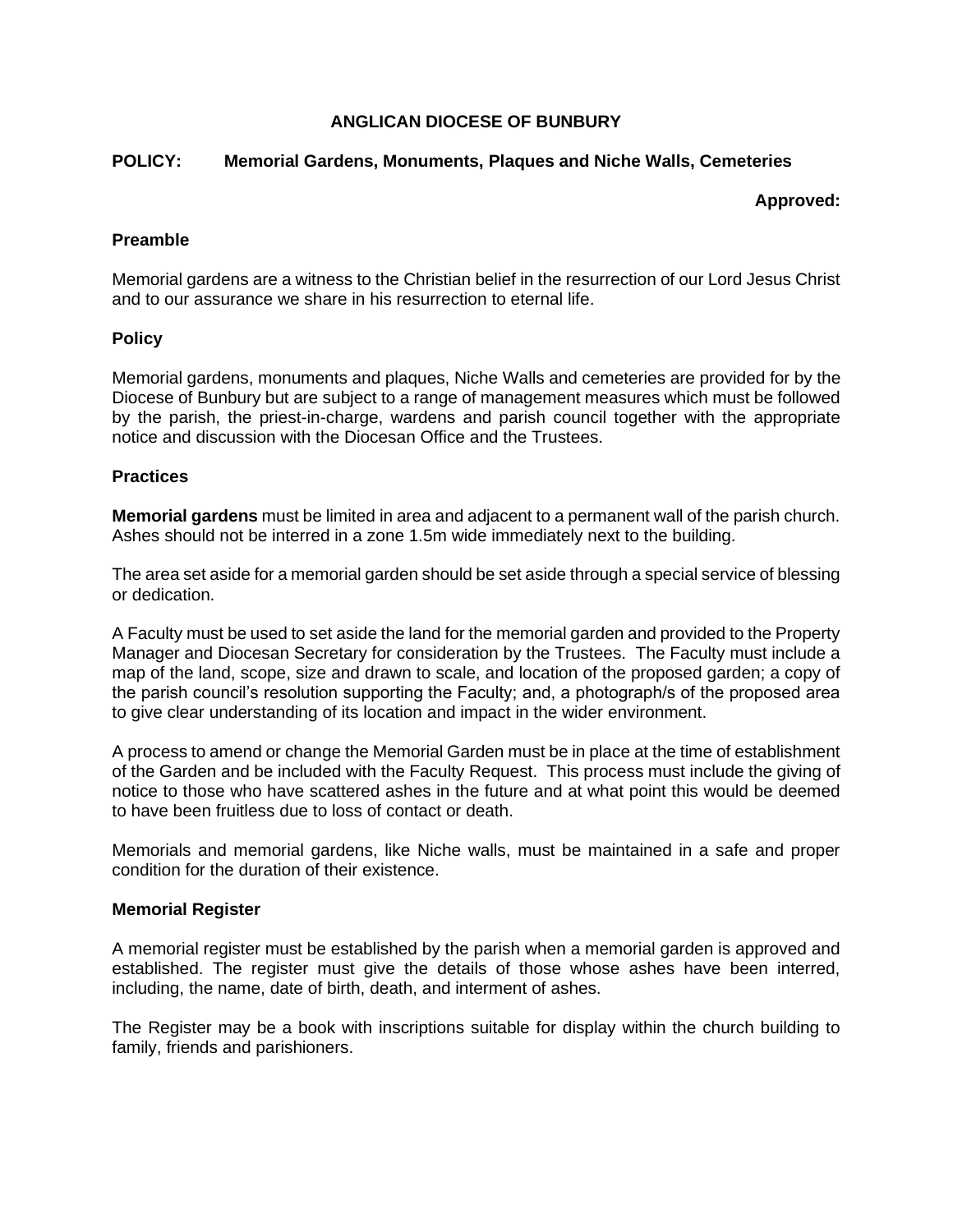# ANGLICAN DIOCESE OF BUNBURY

## POLICY: Memorial Gardens, Monuments, Plaques and Niche Walls, Cemeteries

**Approved:**

### Preamble

Memorial gardens are a witness to the Christian belief in the resurrection of our Lord Jesus Christ and to our assurance we share in his resurrection to eternal life.

### Policy

Memorial gardens, monuments and plaques, Niche Walls and cemeteries are provided for by the Diocese of Bunbury but are subject to a range of management measures which must be followed by the parish, the priest-in-charge, wardens and parish council together with the appropriate notice and discussion with the Diocesan Office and the Trustees.

### Practices

**Memorial gardens** must be limited in area and adjacent to a permanent wall of the parish church. Ashes should not be interred in a zone 1.5m wide immediately next to the building.

The area set aside for a memorial garden should be set aside through a special service of blessing or dedication.

A Faculty must be used to set aside the land for the memorial garden and provided to the Property Manager and Diocesan Secretary for consideration by the Trustees. The Faculty must include a map of the land, scope, size and drawn to scale, and location of the proposed garden; a copy of the parish council's resolution supporting the Faculty; and, a photograph/s of the proposed area to give clear understanding of its location and impact in the wider environment.

A process to amend or change the Memorial Garden must be in place at the time of establishment of the Garden and be included with the Faculty Request. This process must include the giving of notice to those who have scattered ashes in the future and at what point this would be deemed to have been fruitless due to loss of contact or death.

Memorials and memorial gardens, like Niche walls, must be maintained in a safe and proper condition for the duration of their existence.

### Memorial Register

A memorial register must be established by the parish when a memorial garden is approved and established. The register must give the details of those whose ashes have been interred, including, the name, date of birth, death, and interment of ashes.

The Register may be a book with inscriptions suitable for display within the church building to family, friends and parishioners.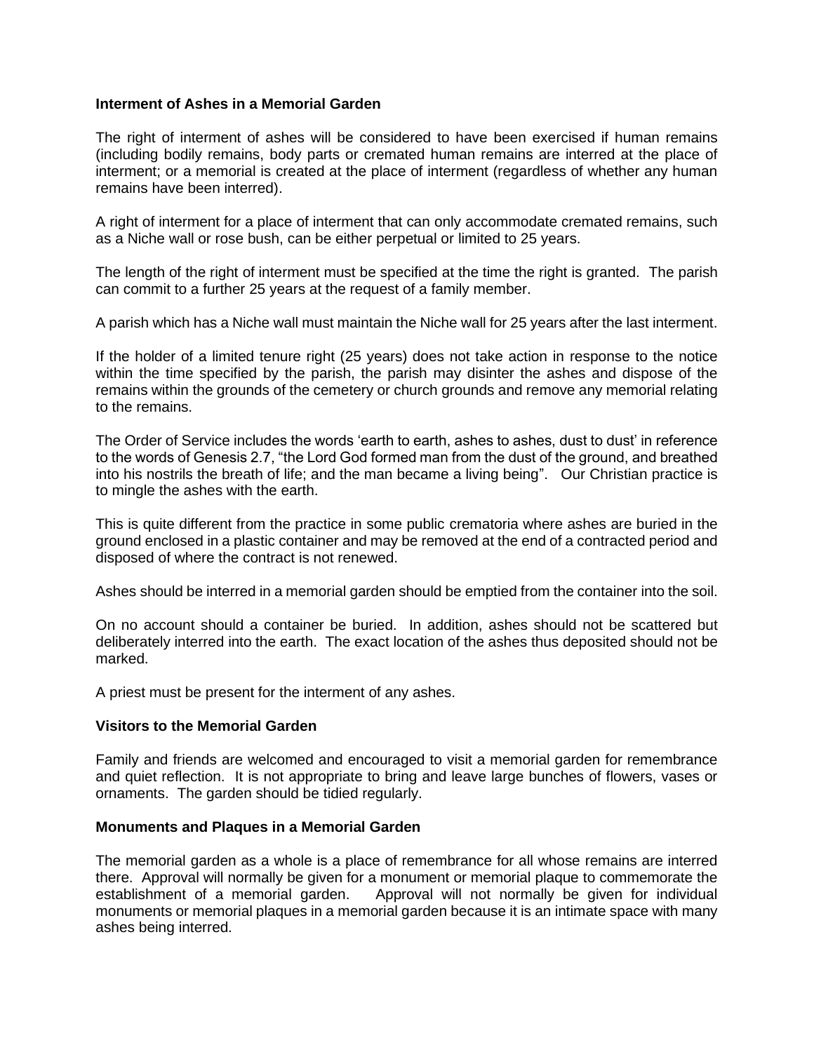### Interment of Ashes in a Memorial Garden

The right of interment of ashes will be considered to have been exercised if human remains (including bodily remains, body parts or cremated human remains are interred at the place of interment; or a memorial is created at the place of interment (regardless of whether any human remains have been interred).

A right of interment for a place of interment that can only accommodate cremated remains, such as a Niche wall or rose bush, can be either perpetual or limited to 25 years.

The length of the right of interment must be specified at the time the right is granted. The parish can commit to a further 25 years at the request of a family member.

A parish which has a Niche wall must maintain the Niche wall for 25 years after the last interment.

If the holder of a limited tenure right (25 years) does not take action in response to the notice within the time specified by the parish, the parish may disinter the ashes and dispose of the remains within the grounds of the cemetery or church grounds and remove any memorial relating to the remains.

The Order of Service includes the words 'earth to earth, ashes to ashes, dust to dust' in reference to the words of Genesis 2.7, "the Lord God formed man from the dust of the ground, and breathed into his nostrils the breath of life; and the man became a living being". Our Christian practice is to mingle the ashes with the earth.

This is quite different from the practice in some public crematoria where ashes are buried in the ground enclosed in a plastic container and may be removed at the end of a contracted period and disposed of where the contract is not renewed.

Ashes should be interred in a memorial garden should be emptied from the container into the soil.

On no account should a container be buried. In addition, ashes should not be scattered but deliberately interred into the earth. The exact location of the ashes thus deposited should not be marked.

A priest must be present for the interment of any ashes.

### Visitors to the Memorial Garden

Family and friends are welcomed and encouraged to visit a memorial garden for remembrance and quiet reflection. It is not appropriate to bring and leave large bunches of flowers, vases or ornaments. The garden should be tidied regularly.

### Monuments and Plaques in a Memorial Garden

The memorial garden as a whole is a place of remembrance for all whose remains are interred there. Approval will normally be given for a monument or memorial plaque to commemorate the establishment of a memorial garden. Approval will not normally be given for individual monuments or memorial plaques in a memorial garden because it is an intimate space with many ashes being interred.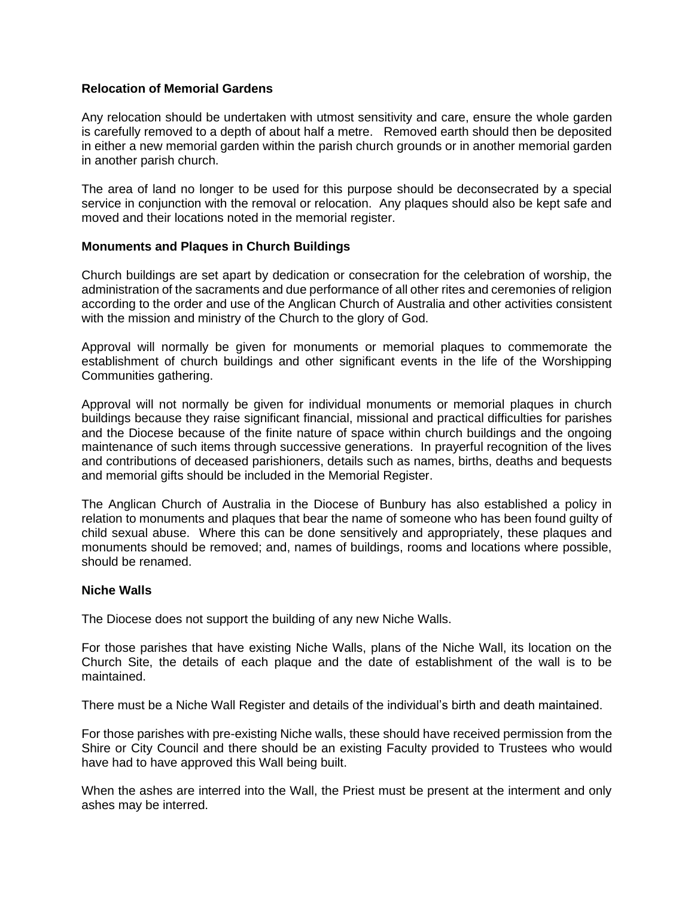**Relocation of Memorial Gardens**

Any relocation should be undertaken with utmost sensitivity and care, ensure the whole garden is carefully removed to a depth of about half a metre. Removed earth should then be deposited in either a new memorial garden within the parish church grounds or in another memorial garden in another parish church.

The area of land no longer to be used for this purpose should be deconsecrated by a special service in conjunction with the removal or relocation. Any plaques should also be kept safe and moved and their locations noted in the memorial register.

**Monuments and Plaques in Church Buildings**

Church buildings are set apart by dedication or consecration for the celebration of worship, the administration of the sacraments and due performance of all other rites and ceremonies of religion according to the order and use of the Anglican Church of Australia and other activities consistent with the mission and ministry of the Church to the glory of God.

Approval will normally be given for monuments or memorial plaques to commemorate the establishment of church buildings and other significant events in the life of the Worshipping Communities gathering.

Approval will not normally be given for individual monuments or memorial plaques in church buildings because they raise significant financial, missional and practical difficulties for parishes and the Diocese because of the finite nature of space within church buildings and the ongoing maintenance of such items through successive generations. In prayerful recognition of the lives and contributions of deceased parishioners, details such as names, births, deaths and bequests and memorial gifts should be included in the Memorial Register.

The Anglican Church of Australia in the Diocese of Bunbury has also established a policy in relation to monuments and plaques that bear the name of someone who has been found guilty of child sexual abuse. Where this can be done sensitively and appropriately, these plaques and monuments should be removed; and, names of buildings, rooms and locations where possible, should be renamed.

**Niche Walls**

The Diocese does not support the building of any new Niche Walls.

For those parishes that have existing Niche Walls, plans of the Niche Wall, its location on the Church Site, the details of each plaque and the date of establishment of the wall is to be maintained.

There must be a Niche Wall Register and details of the individual's birth and death maintained.

For those parishes with pre-existing Niche walls, these should have received permission from the Shire or City Council and there should be an existing Faculty provided to Trustees who would have had to have approved this Wall being built.

When the ashes are interred into the Wall, the Priest must be present at the interment and only ashes may be interred.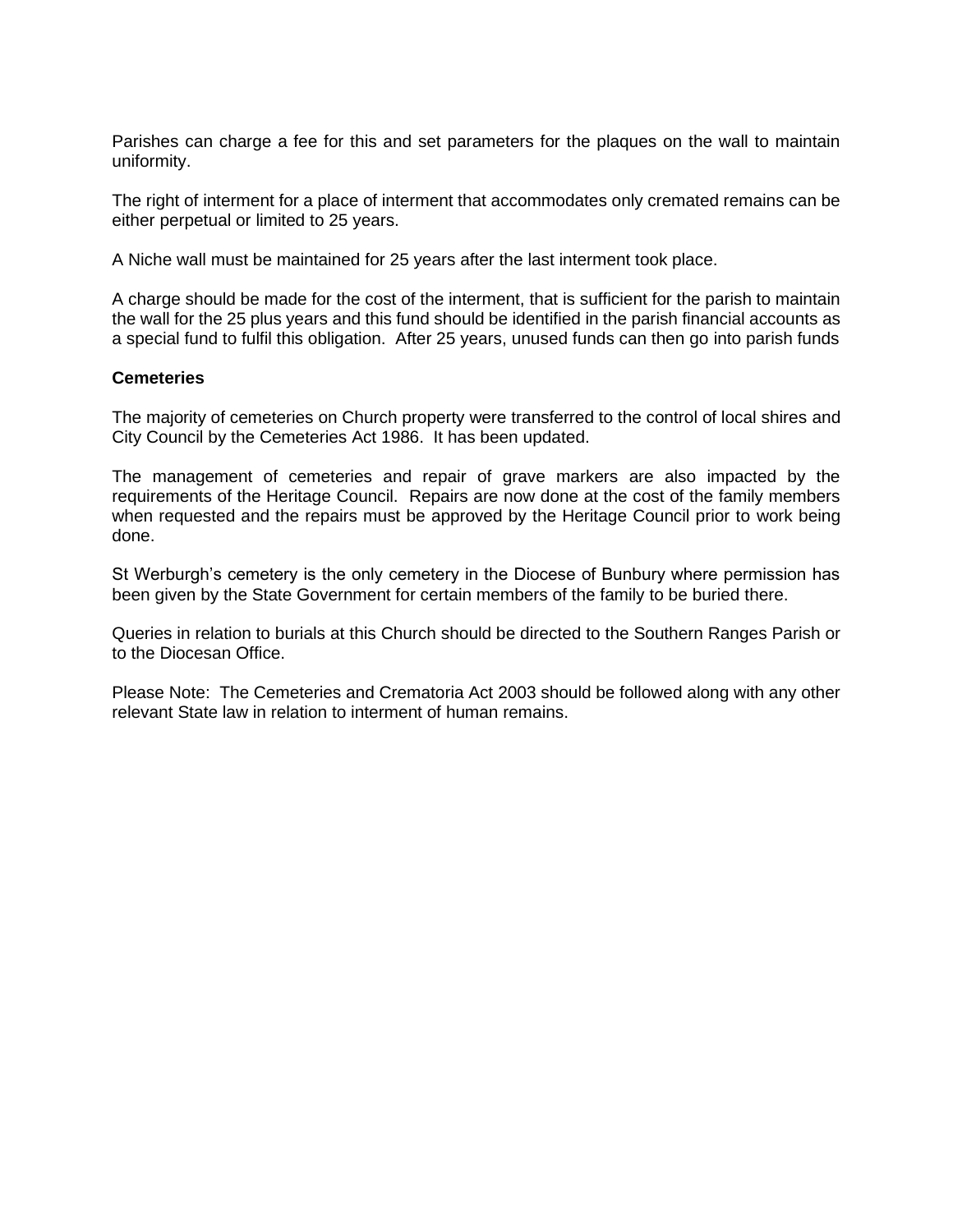Parishes can charge a fee for this and set parameters for the plaques on the wall to maintain uniformity.

The right of interment for a place of interment that accommodates only cremated remains can be either perpetual or limited to 25 years.

A Niche wall must be maintained for 25 years after the last interment took place.

A charge should be made for the cost of the interment, that is sufficient for the parish to maintain the wall for the 25 plus years and this fund should be identified in the parish financial accounts as a special fund to fulfil this obligation. After 25 years, unused funds can then go into parish funds

**Cemeteries**

The majority of cemeteries on Church property were transferred to the control of local shires and City Council by the Cemeteries Act 1986. It has been updated.

The management of cemeteries and repair of grave markers are also impacted by the requirements of the Heritage Council. Repairs are now done at the cost of the family members when requested and the repairs must be approved by the Heritage Council prior to work being done.

St Werburgh's cemetery is the only cemetery in the Diocese of Bunbury where permission has been given by the State Government for certain members of the family to be buried there.

Queries in relation to burials at this Church should be directed to the Southern Ranges Parish or to the Diocesan Office.

Please Note: The Cemeteries and Crematoria Act 2003 should be followed along with any other relevant State law in relation to interment of human remains.